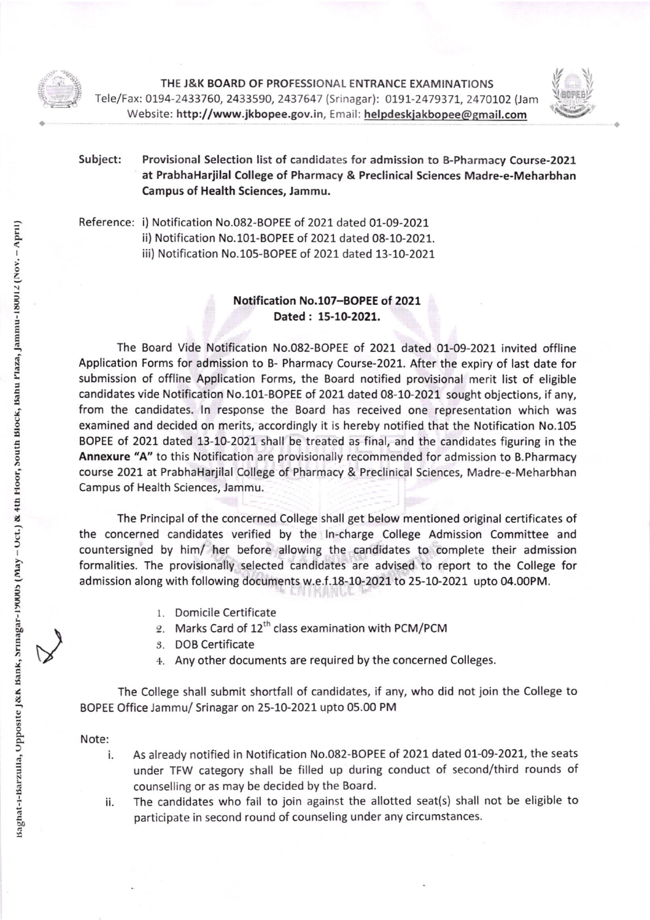THE J&K BOARD OF PROFESSIONAL ENTRANCE EXAMINATIONS
Tele/Fax: 0194-2433760, 2433590, 2437647 (Srinagar): 0191-2479371, 2470102 (Jam
Website: **http://www.jkbopee.gov.in**, Email: **helpdeskjakbopee@gmail.com**

**Subject: Provisional Selection list of candidates for admission to B-Pharmacy Course-2021 at PrabhaHarjilal College of Pharmacy & Preclinical Sciences Madre-e-Meharbhan Campus of Health Sciences, Jammu.**

Reference: i) Notification No.082-BOPEE of 2021 dated 01-09-2021
ii) Notification No.101-BOPEE of 2021 dated 08-10-2021.
iii) Notification No.105-BOPEE of 2021 dated 13-10-2021

**Notification No.107–BOPEE of 2021**
**Dated : 15-10-2021.**

The Board Vide Notification No.082-BOPEE of 2021 dated 01-09-2021 invited offline Application Forms for admission to B- Pharmacy Course-2021. After the expiry of last date for submission of offline Application Forms, the Board notified provisional merit list of eligible candidates vide Notification No.101-BOPEE of 2021 dated 08-10-2021 sought objections, if any, from the candidates. In response the Board has received one representation which was examined and decided on merits, accordingly it is hereby notified that the Notification No.105 BOPEE of 2021 dated 13-10-2021 shall be treated as final, and the candidates figuring in the **Annexure "A"** to this Notification are provisionally recommended for admission to B.Pharmacy course 2021 at PrabhaHarjilal College of Pharmacy & Preclinical Sciences, Madre-e-Meharbhan Campus of Health Sciences, Jammu.

The Principal of the concerned College shall get below mentioned original certificates of the concerned candidates verified by the In-charge College Admission Committee and countersigned by him/ her before allowing the candidates to complete their admission formalities. The provisionally selected candidates are advised to report to the College for admission along with following documents w.e.f.18-10-2021 to 25-10-2021 upto 04.00PM.

1. Domicile Certificate
2. Marks Card of 12th class examination with PCM/PCM
3. DOB Certificate
4. Any other documents are required by the concerned Colleges.

The College shall submit shortfall of candidates, if any, who did not join the College to BOPEE Office Jammu/ Srinagar on 25-10-2021 upto 05.00 PM

Note:

i. As already notified in Notification No.082-BOPEE of 2021 dated 01-09-2021, the seats under TFW category shall be filled up during conduct of second/third rounds of counselling or as may be decided by the Board.
ii. The candidates who fail to join against the allotted seat(s) shall not be eligible to participate in second round of counseling under any circumstances.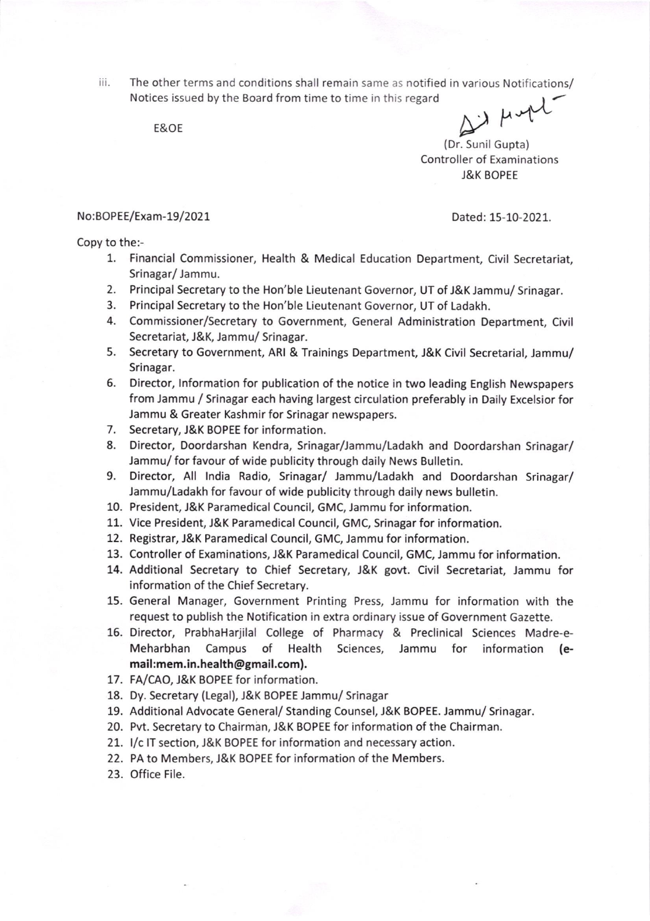iii. The other terms and conditions shall remain same as notified in various Notifications/ Notices issued by the Board from time to time in this regard

E&OE

(Dr. Sunil Gupta)
Controller of Examinations
J&K BOPEE

No:BOPEE/Exam-19/2021 Dated: 15-10-2021.

Copy to the:-

1. Financial Commissioner, Health & Medical Education Department, Civil Secretariat, Srinagar/ Jammu.
2. Principal Secretary to the Hon'ble Lieutenant Governor, UT of J&K Jammu/ Srinagar.
3. Principal Secretary to the Hon'ble Lieutenant Governor, UT of Ladakh.
4. Commissioner/Secretary to Government, General Administration Department, Civil Secretariat, J&K, Jammu/ Srinagar.
5. Secretary to Government, ARI & Trainings Department, J&K Civil Secretarial, Jammu/ Srinagar.
6. Director, Information for publication of the notice in two leading English Newspapers from Jammu / Srinagar each having largest circulation preferably in Daily Excelsior for Jammu & Greater Kashmir for Srinagar newspapers.
7. Secretary, J&K BOPEE for information.
8. Director, Doordarshan Kendra, Srinagar/Jammu/Ladakh and Doordarshan Srinagar/ Jammu/ for favour of wide publicity through daily News Bulletin.
9. Director, All India Radio, Srinagar/ Jammu/Ladakh and Doordarshan Srinagar/ Jammu/Ladakh for favour of wide publicity through daily news bulletin.
10. President, J&K Paramedical Council, GMC, Jammu for information.
11. Vice President, J&K Paramedical Council, GMC, Srinagar for information.
12. Registrar, J&K Paramedical Council, GMC, Jammu for information.
13. Controller of Examinations, J&K Paramedical Council, GMC, Jammu for information.
14. Additional Secretary to Chief Secretary, J&K govt. Civil Secretariat, Jammu for information of the Chief Secretary.
15. General Manager, Government Printing Press, Jammu for information with the request to publish the Notification in extra ordinary issue of Government Gazette.
16. Director, PrabhaHarjilal College of Pharmacy & Preclinical Sciences Madre-e-Meharbhan Campus of Health Sciences, Jammu for information **(e-mail:mem.in.health@gmail.com).**
17. FA/CAO, J&K BOPEE for information.
18. Dy. Secretary (Legal), J&K BOPEE Jammu/ Srinagar
19. Additional Advocate General/ Standing Counsel, J&K BOPEE. Jammu/ Srinagar.
20. Pvt. Secretary to Chairman, J&K BOPEE for information of the Chairman.
21. I/c IT section, J&K BOPEE for information and necessary action.
22. PA to Members, J&K BOPEE for information of the Members.
23. Office File.